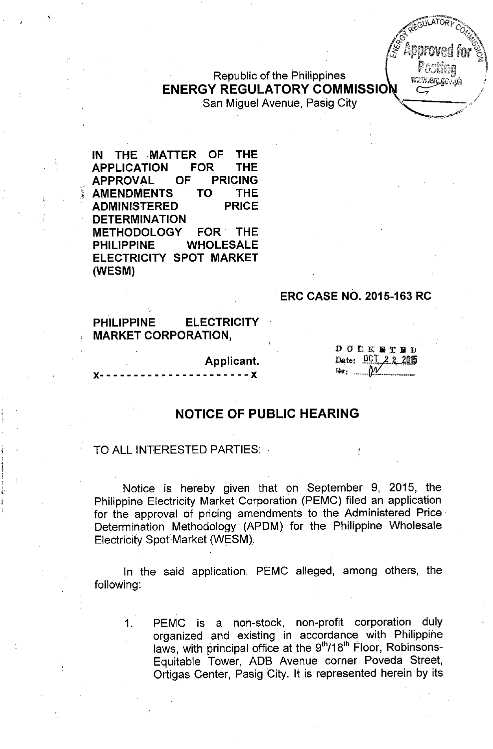Republic of the Philippines
**ENERGY REGULATORY COMMISSION**
San Miguel Avenue, Pasig City

**IN THE MATTER OF THE APPLICATION FOR THE APPROVAL OF PRICING AMENDMENTS TO THE ADMINISTERED PRICE DETERMINATION METHODOLOGY FOR THE PHILIPPINE WHOLESALE ELECTRICITY SPOT MARKET (WESM)**

**ERC CASE NO. 2015-163 RC**

**PHILIPPINE ELECTRICITY MARKET CORPORATION,**

**Applicant.**

x- - - - - - - - - - - - - - - - - - - - - - x

DOCKETED
Date: OCT 22 2015
By: M

## NOTICE OF PUBLIC HEARING

TO ALL INTERESTED PARTIES:

Notice is hereby given that on September 9, 2015, the Philippine Electricity Market Corporation (PEMC) filed an application for the approval of pricing amendments to the Administered Price Determination Methodology (APDM) for the Philippine Wholesale Electricity Spot Market (WESM).

In the said application, PEMC alleged, among others, the following:

1. PEMC is a non-stock, non-profit corporation duly organized and existing in accordance with Philippine laws, with principal office at the 9th/18th Floor, Robinsons-Equitable Tower, ADB Avenue corner Poveda Street, Ortigas Center, Pasig City. It is represented herein by its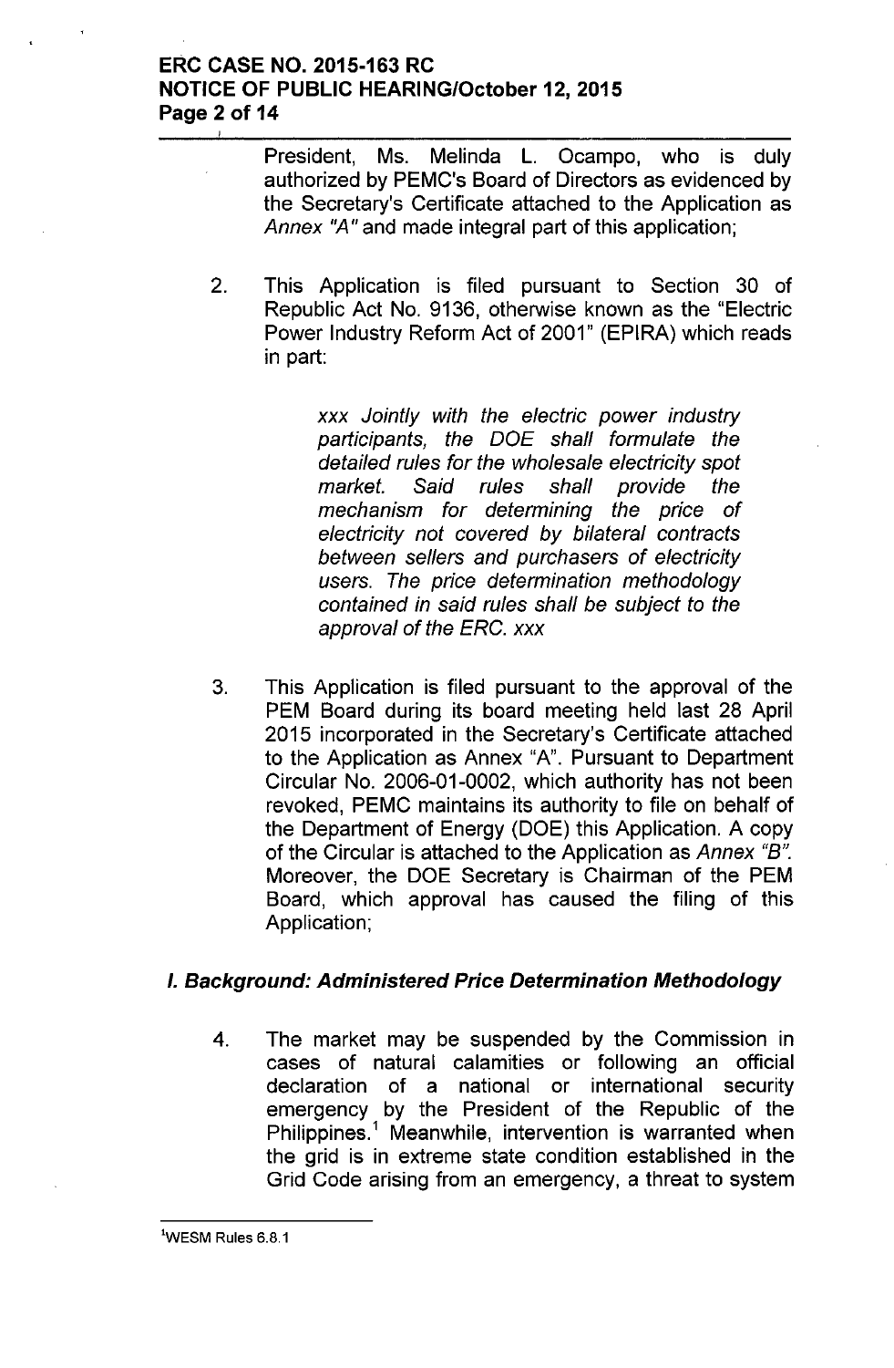President, Ms. Melinda L. Ocampo, who is duly authorized by PEMC's Board of Directors as evidenced by the Secretary's Certificate attached to the Application as *Annex "A"* and made integral part of this application;

2. This Application is filed pursuant to Section 30 of Republic Act No. 9136, otherwise known as the "Electric Power Industry Reform Act of 2001" (EPIRA) which reads in part:

   > *xxx Jointly with the electric power industry participants, the DOE shall formulate the detailed rules for the wholesale electricity spot market. Said rules shall provide the mechanism for determining the price of electricity not covered by bilateral contracts between sellers and purchasers of electricity users. The price determination methodology contained in said rules shall be subject to the approval of the ERC. xxx*

3. This Application is filed pursuant to the approval of the PEM Board during its board meeting held last 28 April 2015 incorporated in the Secretary's Certificate attached to the Application as Annex "A". Pursuant to Department Circular No. 2006-01-0002, which authority has not been revoked, PEMC maintains its authority to file on behalf of the Department of Energy (DOE) this Application. A copy of the Circular is attached to the Application as *Annex "B"*. Moreover, the DOE Secretary is Chairman of the PEM Board, which approval has caused the filing of this Application;

## *I. Background: Administered Price Determination Methodology*

4. The market may be suspended by the Commission in cases of natural calamities or following an official declaration of a national or international security emergency by the President of the Republic of the Philippines.[1] Meanwhile, intervention is warranted when the grid is in extreme state condition established in the Grid Code arising from an emergency, a threat to system

---

[1] WESM Rules 6.8.1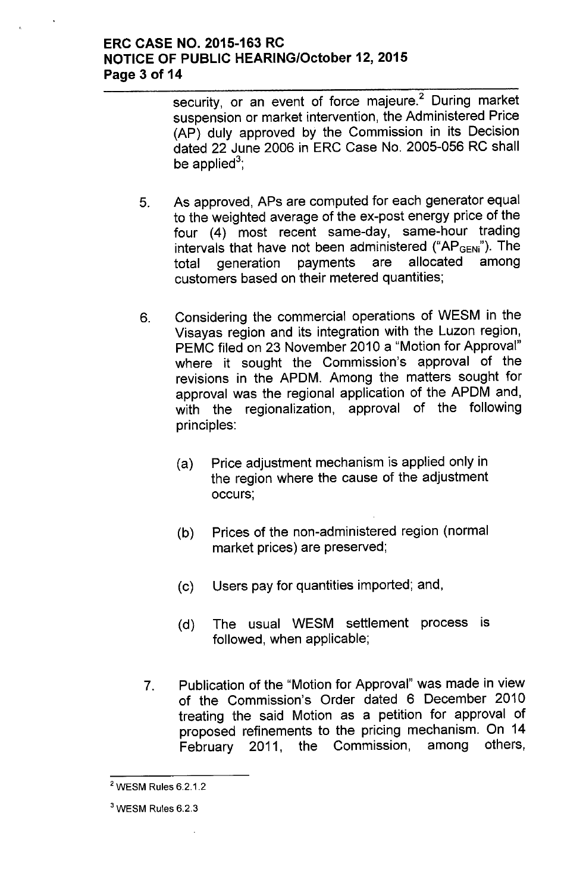security, or an event of force majeure.[2] During market suspension or market intervention, the Administered Price (AP) duly approved by the Commission in its Decision dated 22 June 2006 in ERC Case No. 2005-056 RC shall be applied[3];

5. As approved, APs are computed for each generator equal to the weighted average of the ex-post energy price of the four (4) most recent same-day, same-hour trading intervals that have not been administered ("$AP_{GENi}$"). The total generation payments are allocated among customers based on their metered quantities;

6. Considering the commercial operations of WESM in the Visayas region and its integration with the Luzon region, PEMC filed on 23 November 2010 a "Motion for Approval" where it sought the Commission's approval of the revisions in the APDM. Among the matters sought for approval was the regional application of the APDM and, with the regionalization, approval of the following principles:

   (a) Price adjustment mechanism is applied only in the region where the cause of the adjustment occurs;

   (b) Prices of the non-administered region (normal market prices) are preserved;

   (c) Users pay for quantities imported; and,

   (d) The usual WESM settlement process is followed, when applicable;

7. Publication of the "Motion for Approval" was made in view of the Commission's Order dated 6 December 2010 treating the said Motion as a petition for approval of proposed refinements to the pricing mechanism. On 14 February 2011, the Commission, among others,

---

[2] WESM Rules 6.2.1.2

[3] WESM Rules 6.2.3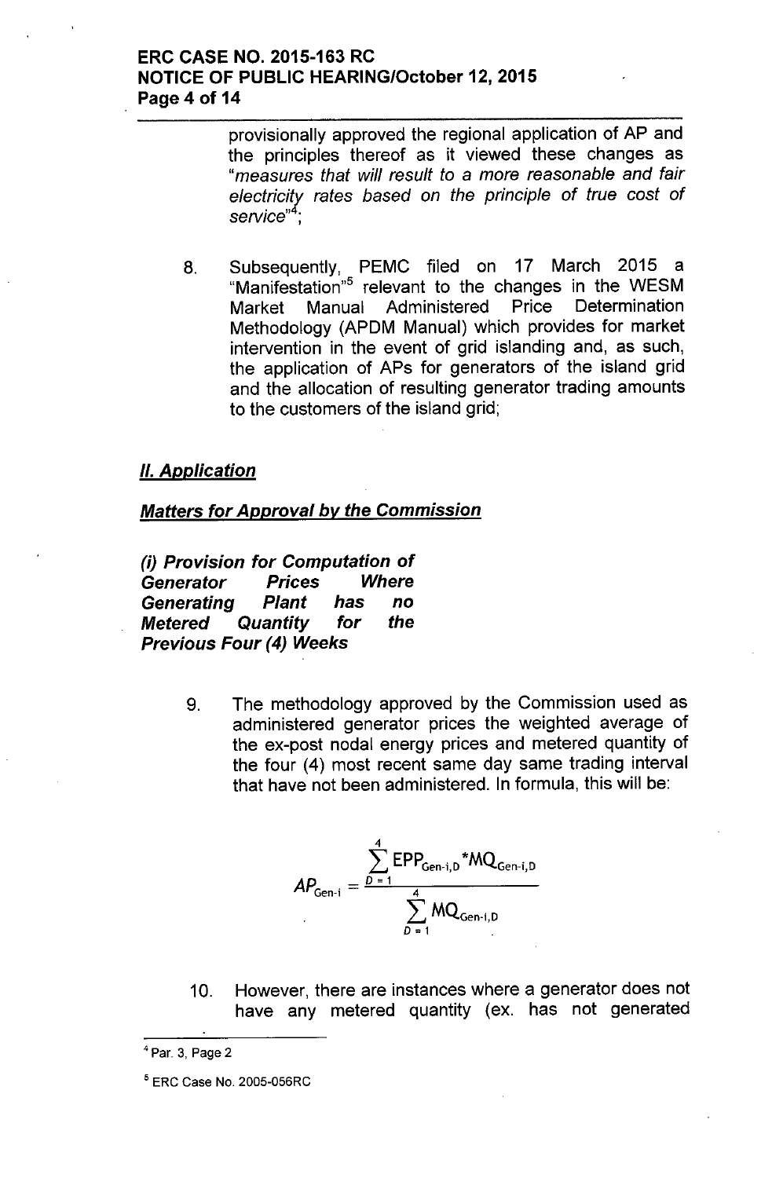provisionally approved the regional application of AP and the principles thereof as it viewed these changes as "*measures that will result to a more reasonable and fair electricity rates based on the principle of true cost of service*"[4];

8. Subsequently, PEMC filed on 17 March 2015 a "Manifestation"[5] relevant to the changes in the WESM Market Manual Administered Price Determination Methodology (APDM Manual) which provides for market intervention in the event of grid islanding and, as such, the application of APs for generators of the island grid and the allocation of resulting generator trading amounts to the customers of the island grid;

## *II. Application*

### *Matters for Approval by the Commission*

***(i) Provision for Computation of Generator Prices Where Generating Plant has no Metered Quantity for the Previous Four (4) Weeks***

9. The methodology approved by the Commission used as administered generator prices the weighted average of the ex-post nodal energy prices and metered quantity of the four (4) most recent same day same trading interval that have not been administered. In formula, this will be:

$$AP_{Gen\text{-}i} = \frac{\sum_{D=1}^{4} EPP_{Gen\text{-}i,D} * MQ_{Gen\text{-}i,D}}{\sum_{D=1}^{4} MQ_{Gen\text{-}i,D}}$$

10. However, there are instances where a generator does not have any metered quantity (ex. has not generated

---

[4] Par. 3, Page 2

[5] ERC Case No. 2005-056RC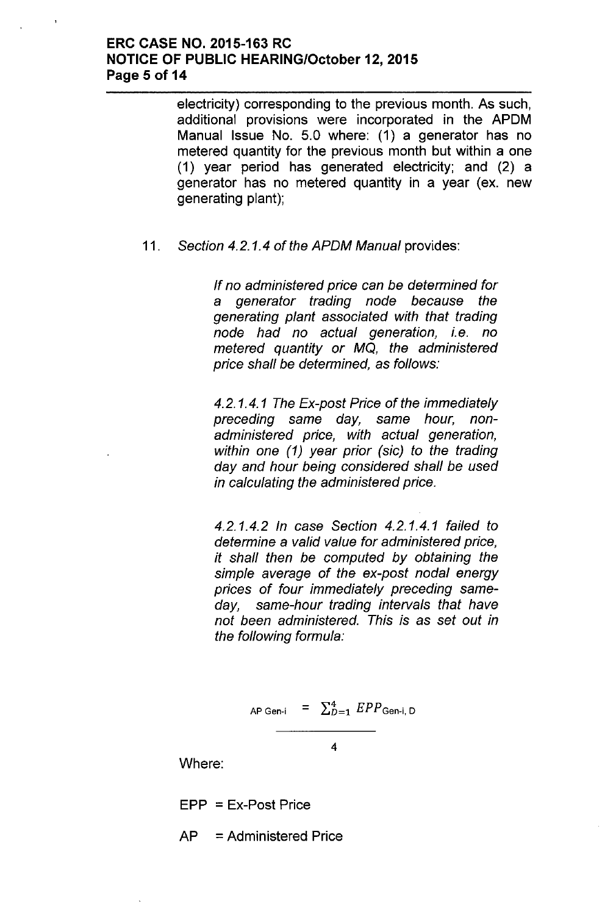electricity) corresponding to the previous month. As such, additional provisions were incorporated in the APDM Manual Issue No. 5.0 where: (1) a generator has no metered quantity for the previous month but within a one (1) year period has generated electricity; and (2) a generator has no metered quantity in a year (ex. new generating plant);

11. *Section 4.2.1.4 of the APDM Manual* provides:

> *If no administered price can be determined for a generator trading node because the generating plant associated with that trading node had no actual generation, i.e. no metered quantity or MQ, the administered price shall be determined, as follows:*
>
> *4.2.1.4.1 The Ex-post Price of the immediately preceding same day, same hour, non-administered price, with actual generation, within one (1) year prior (sic) to the trading day and hour being considered shall be used in calculating the administered price.*
>
> *4.2.1.4.2 In case Section 4.2.1.4.1 failed to determine a valid value for administered price, it shall then be computed by obtaining the simple average of the ex-post nodal energy prices of four immediately preceding same-day, same-hour trading intervals that have not been administered. This is as set out in the following formula:*

$$AP_{\text{Gen-i}} = \frac{\sum_{D=1}^{4} EPP_{\text{Gen-i, D}}}{4}$$

Where:

EPP = Ex-Post Price

AP = Administered Price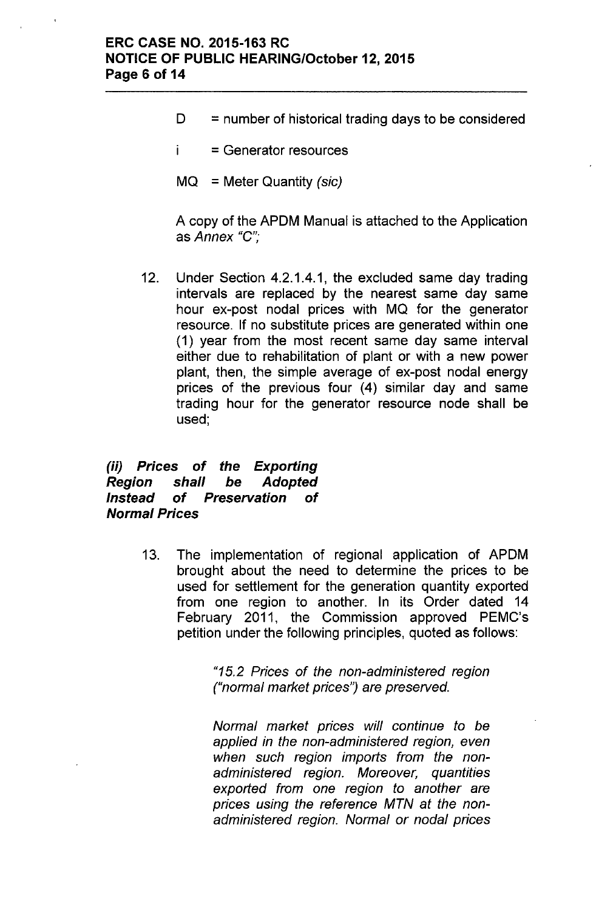D = number of historical trading days to be considered

i = Generator resources

MQ = Meter Quantity *(sic)*

A copy of the APDM Manual is attached to the Application as *Annex "C"*;

12. Under Section 4.2.1.4.1, the excluded same day trading intervals are replaced by the nearest same day same hour ex-post nodal prices with MQ for the generator resource. If no substitute prices are generated within one (1) year from the most recent same day same interval either due to rehabilitation of plant or with a new power plant, then, the simple average of ex-post nodal energy prices of the previous four (4) similar day and same trading hour for the generator resource node shall be used;

***(ii) Prices of the Exporting Region shall be Adopted Instead of Preservation of Normal Prices***

13. The implementation of regional application of APDM brought about the need to determine the prices to be used for settlement for the generation quantity exported from one region to another. In its Order dated 14 February 2011, the Commission approved PEMC's petition under the following principles, quoted as follows:

> *"15.2 Prices of the non-administered region ("normal market prices") are preserved.*
>
> *Normal market prices will continue to be applied in the non-administered region, even when such region imports from the non-administered region. Moreover, quantities exported from one region to another are prices using the reference MTN at the non-administered region. Normal or nodal prices*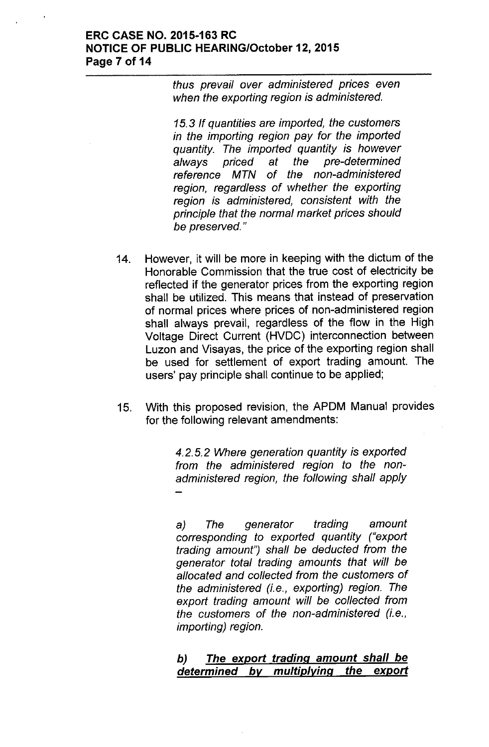*thus prevail over administered prices even when the exporting region is administered.*

*15.3 If quantities are imported, the customers in the importing region pay for the imported quantity. The imported quantity is however always priced at the pre-determined reference MTN of the non-administered region, regardless of whether the exporting region is administered, consistent with the principle that the normal market prices should be preserved."*

14. However, it will be more in keeping with the dictum of the Honorable Commission that the true cost of electricity be reflected if the generator prices from the exporting region shall be utilized. This means that instead of preservation of normal prices where prices of non-administered region shall always prevail, regardless of the flow in the High Voltage Direct Current (HVDC) interconnection between Luzon and Visayas, the price of the exporting region shall be used for settlement of export trading amount. The users' pay principle shall continue to be applied;

15. With this proposed revision, the APDM Manual provides for the following relevant amendments:

*4.2.5.2 Where generation quantity is exported from the administered region to the non-administered region, the following shall apply –*

*a) The generator trading amount corresponding to exported quantity ("export trading amount") shall be deducted from the generator total trading amounts that will be allocated and collected from the customers of the administered (i.e., exporting) region. The export trading amount will be collected from the customers of the non-administered (i.e., importing) region.*

***b) The export trading amount shall be determined by multiplying the export***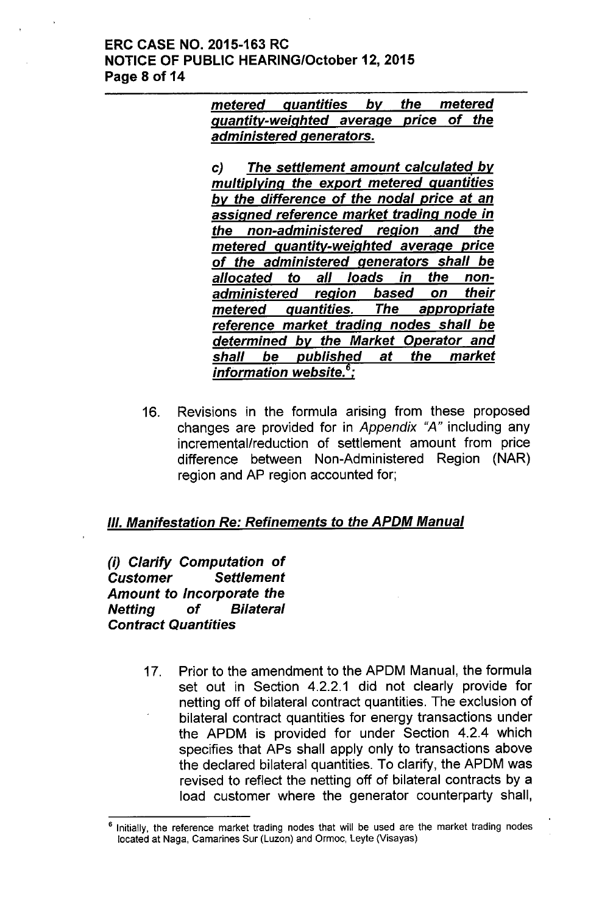***metered quantities by the metered quantity-weighted average price of the administered generators.***

***c) The settlement amount calculated by multiplying the export metered quantities by the difference of the nodal price at an assigned reference market trading node in the non-administered region and the metered quantity-weighted average price of the administered generators shall be allocated to all loads in the non-administered region based on their metered quantities. The appropriate reference market trading nodes shall be determined by the Market Operator and shall be published at the market information website.***[6]***;***

16. Revisions in the formula arising from these proposed changes are provided for in *Appendix "A"* including any incremental/reduction of settlement amount from price difference between Non-Administered Region (NAR) region and AP region accounted for;

## ***III. Manifestation Re: Refinements to the APDM Manual***

***(i) Clarify Computation of Customer Settlement Amount to Incorporate the Netting of Bilateral Contract Quantities***

17. Prior to the amendment to the APDM Manual, the formula set out in Section 4.2.2.1 did not clearly provide for netting off of bilateral contract quantities. The exclusion of bilateral contract quantities for energy transactions under the APDM is provided for under Section 4.2.4 which specifies that APs shall apply only to transactions above the declared bilateral quantities. To clarify, the APDM was revised to reflect the netting off of bilateral contracts by a load customer where the generator counterparty shall,

---

[6] Initially, the reference market trading nodes that will be used are the market trading nodes located at Naga, Camarines Sur (Luzon) and Ormoc, Leyte (Visayas)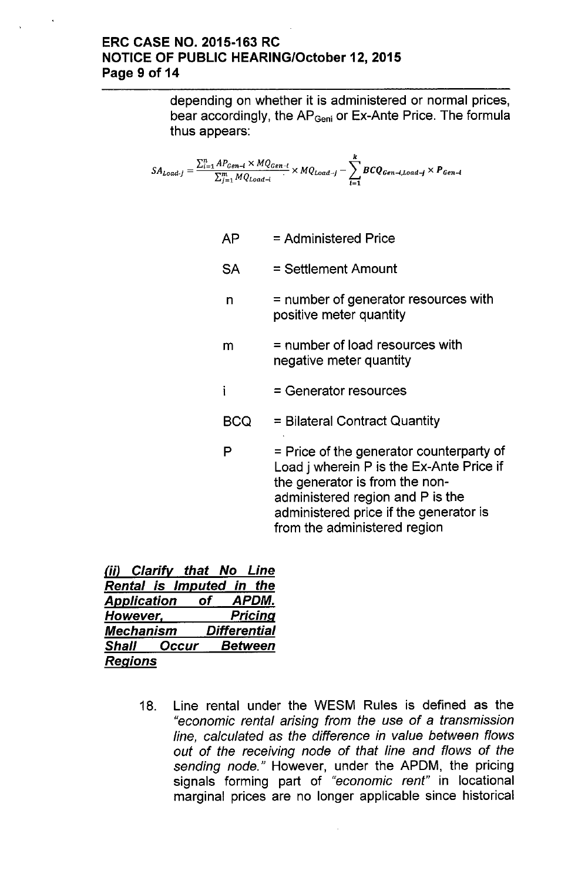depending on whether it is administered or normal prices, bear accordingly, the $AP_{Geni}$ or Ex-Ante Price. The formula thus appears:

$$SA_{Load\text{-}j} = \frac{\sum_{i=1}^{n} AP_{Gen\text{-}i} \times MQ_{Gen\text{-}i}}{\sum_{j=1}^{m} MQ_{Load\text{-}i}} \times MQ_{Load\text{-}j} - \sum_{i=1}^{k} BCQ_{Gen\text{-}i,Load\text{-}j} \times P_{Gen\text{-}i}$$

| | |
|---|---|
| AP | = Administered Price |
| SA | = Settlement Amount |
| n | = number of generator resources with positive meter quantity |
| m | = number of load resources with negative meter quantity |
| i | = Generator resources |
| BCQ | = Bilateral Contract Quantity |
| P | = Price of the generator counterparty of Load j wherein P is the Ex-Ante Price if the generator is from the non-administered region and P is the administered price if the generator is from the administered region |

***(ii) Clarify that No Line Rental is Imputed in the Application of APDM. However, Pricing Mechanism Differential Shall Occur Between Regions***

18. Line rental under the WESM Rules is defined as the *"economic rental arising from the use of a transmission line, calculated as the difference in value between flows out of the receiving node of that line and flows of the sending node."* However, under the APDM, the pricing signals forming part of *"economic rent"* in locational marginal prices are no longer applicable since historical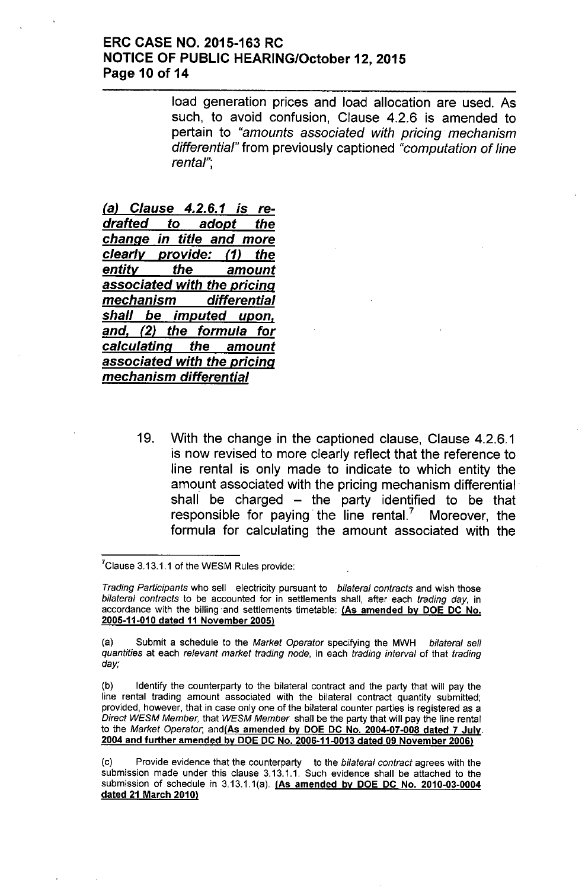load generation prices and load allocation are used. As such, to avoid confusion, Clause 4.2.6 is amended to pertain to *"amounts associated with pricing mechanism differential"* from previously captioned *"computation of line rental"*;

***(a) Clause 4.2.6.1 is re-drafted to adopt the change in title and more clearly provide: (1) the entity the amount associated with the pricing mechanism differential shall be imputed upon, and, (2) the formula for calculating the amount associated with the pricing mechanism differential***

19. With the change in the captioned clause, Clause 4.2.6.1 is now revised to more clearly reflect that the reference to line rental is only made to indicate to which entity the amount associated with the pricing mechanism differential shall be charged – the party identified to be that responsible for paying the line rental.[7] Moreover, the formula for calculating the amount associated with the

---

[7] Clause 3.13.1.1 of the WESM Rules provide:

*Trading Participants* who sell electricity pursuant to *bilateral contracts* and wish those *bilateral contracts* to be accounted for in settlements shall, after each *trading day*, in accordance with the billing and settlements timetable: **(As amended by DOE DC No. 2005-11-010 dated 11 November 2005)**

(a) Submit a schedule to the *Market Operator* specifying the MWH *bilateral sell quantities* at each *relevant market trading node*, in each *trading interval* of that *trading day*;

(b) Identify the counterparty to the bilateral contract and the party that will pay the line rental trading amount associated with the bilateral contract quantity submitted; provided, however, that in case only one of the bilateral counter parties is registered as a *Direct WESM Member*, that *WESM Member* shall be the party that will pay the line rental to the *Market Operator*, and **(As amended by DOE DC No. 2004-07-008 dated 7 July 2004 and further amended by DOE DC No. 2006-11-0013 dated 09 November 2006)**

(c) Provide evidence that the counterparty to the *bilateral contract* agrees with the submission made under this clause 3.13.1.1. Such evidence shall be attached to the submission of schedule in 3.13.1.1(a). **(As amended by DOE DC No. 2010-03-0004 dated 21 March 2010)**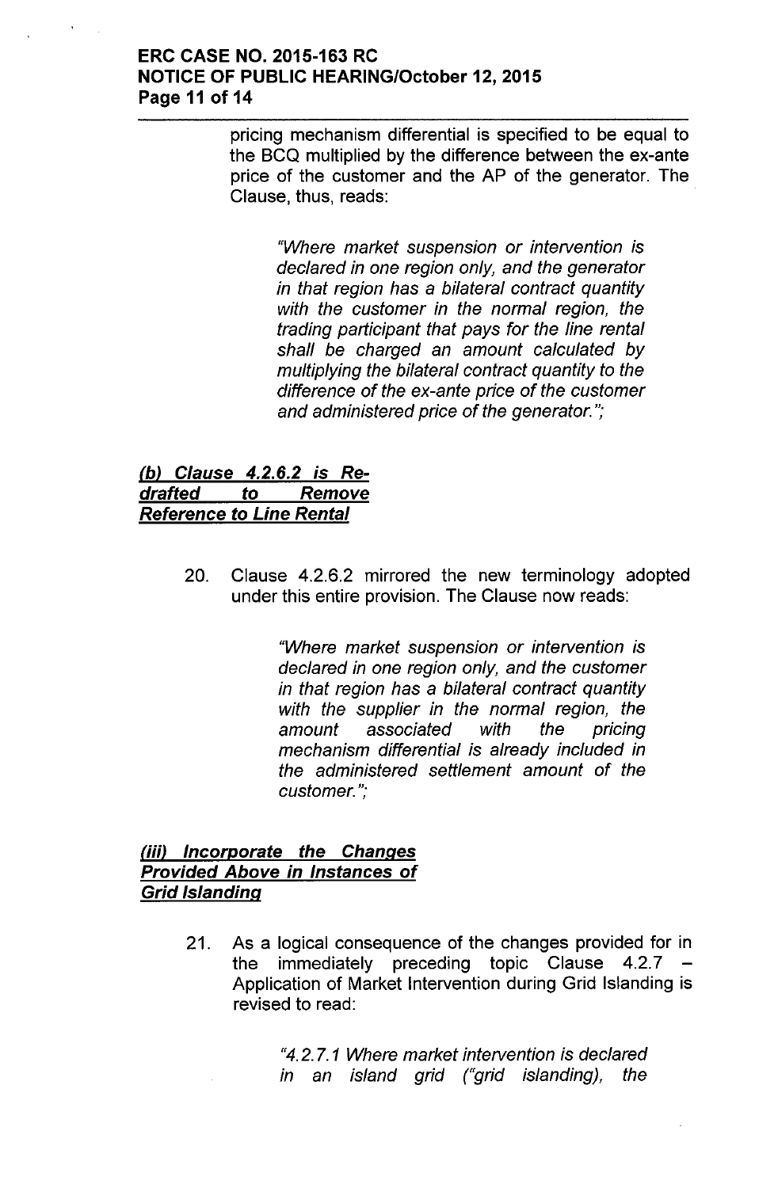pricing mechanism differential is specified to be equal to the BCQ multiplied by the difference between the ex-ante price of the customer and the AP of the generator. The Clause, thus, reads:

> *"Where market suspension or intervention is declared in one region only, and the generator in that region has a bilateral contract quantity with the customer in the normal region, the trading participant that pays for the line rental shall be charged an amount calculated by multiplying the bilateral contract quantity to the difference of the ex-ante price of the customer and administered price of the generator.";*

***(b) Clause 4.2.6.2 is Re-drafted to Remove Reference to Line Rental***

20. Clause 4.2.6.2 mirrored the new terminology adopted under this entire provision. The Clause now reads:

> *"Where market suspension or intervention is declared in one region only, and the customer in that region has a bilateral contract quantity with the supplier in the normal region, the amount associated with the pricing mechanism differential is already included in the administered settlement amount of the customer.";*

***(iii) Incorporate the Changes Provided Above in Instances of Grid Islanding***

21. As a logical consequence of the changes provided for in the immediately preceding topic Clause 4.2.7 – Application of Market Intervention during Grid Islanding is revised to read:

> *"4.2.7.1 Where market intervention is declared in an island grid ("grid islanding), the*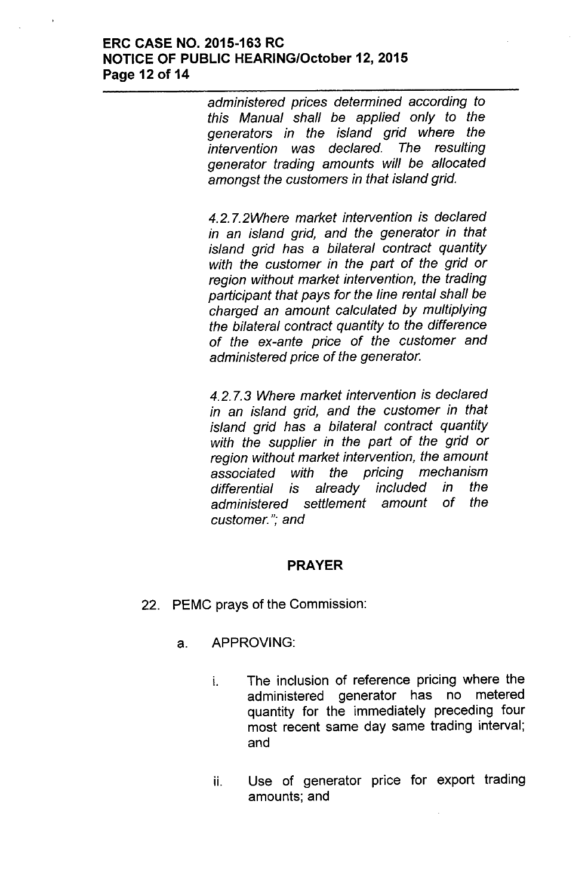*administered prices determined according to this Manual shall be applied only to the generators in the island grid where the intervention was declared. The resulting generator trading amounts will be allocated amongst the customers in that island grid.*

*4.2.7.2Where market intervention is declared in an island grid, and the generator in that island grid has a bilateral contract quantity with the customer in the part of the grid or region without market intervention, the trading participant that pays for the line rental shall be charged an amount calculated by multiplying the bilateral contract quantity to the difference of the ex-ante price of the customer and administered price of the generator.*

*4.2.7.3 Where market intervention is declared in an island grid, and the customer in that island grid has a bilateral contract quantity with the supplier in the part of the grid or region without market intervention, the amount associated with the pricing mechanism differential is already included in the administered settlement amount of the customer."; and*

**PRAYER**

22. PEMC prays of the Commission:

    a. APPROVING:

        i. The inclusion of reference pricing where the administered generator has no metered quantity for the immediately preceding four most recent same day same trading interval; and

        ii. Use of generator price for export trading amounts; and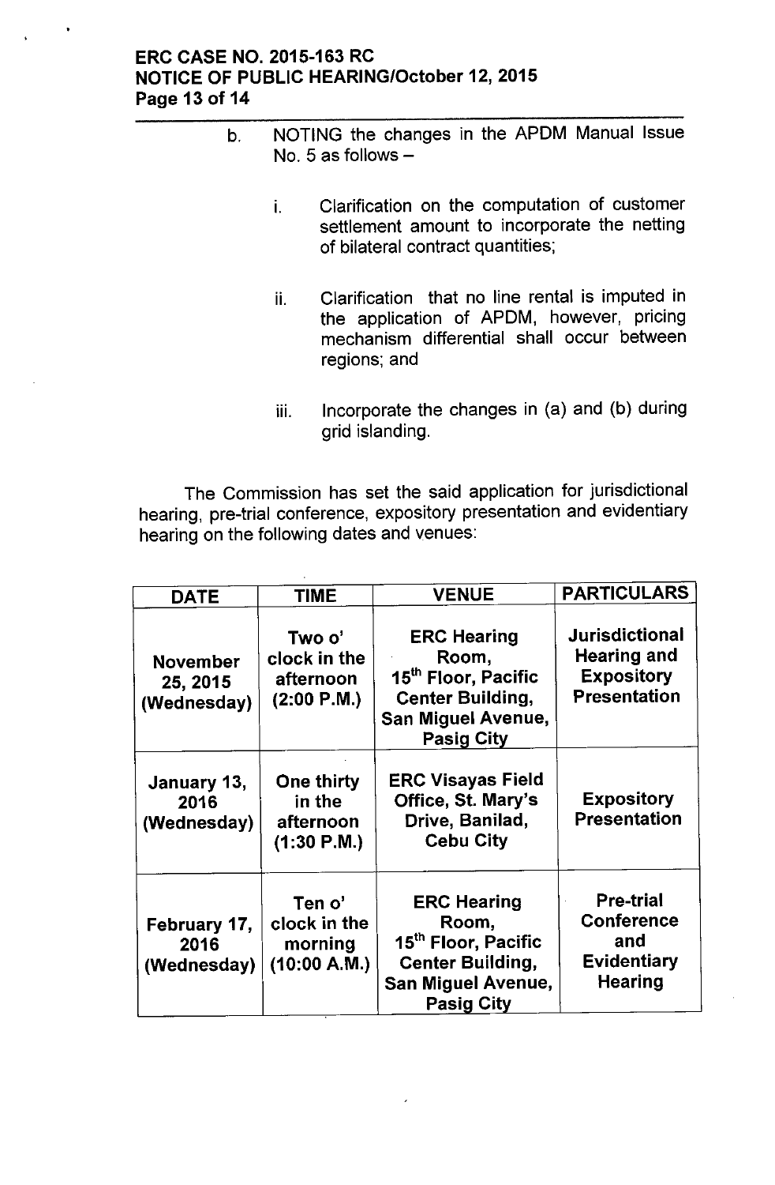b. NOTING the changes in the APDM Manual Issue No. 5 as follows –

   i. Clarification on the computation of customer settlement amount to incorporate the netting of bilateral contract quantities;

   ii. Clarification that no line rental is imputed in the application of APDM, however, pricing mechanism differential shall occur between regions; and

   iii. Incorporate the changes in (a) and (b) during grid islanding.

The Commission has set the said application for jurisdictional hearing, pre-trial conference, expository presentation and evidentiary hearing on the following dates and venues:

| DATE | TIME | VENUE | PARTICULARS |
|---|---|---|---|
| **November 25, 2015 (Wednesday)** | **Two o' clock in the afternoon (2:00 P.M.)** | **ERC Hearing Room, 15th Floor, Pacific Center Building, San Miguel Avenue, Pasig City** | **Jurisdictional Hearing and Expository Presentation** |
| **January 13, 2016 (Wednesday)** | **One thirty in the afternoon (1:30 P.M.)** | **ERC Visayas Field Office, St. Mary's Drive, Banilad, Cebu City** | **Expository Presentation** |
| **February 17, 2016 (Wednesday)** | **Ten o' clock in the morning (10:00 A.M.)** | **ERC Hearing Room, 15th Floor, Pacific Center Building, San Miguel Avenue, Pasig City** | **Pre-trial Conference and Evidentiary Hearing** |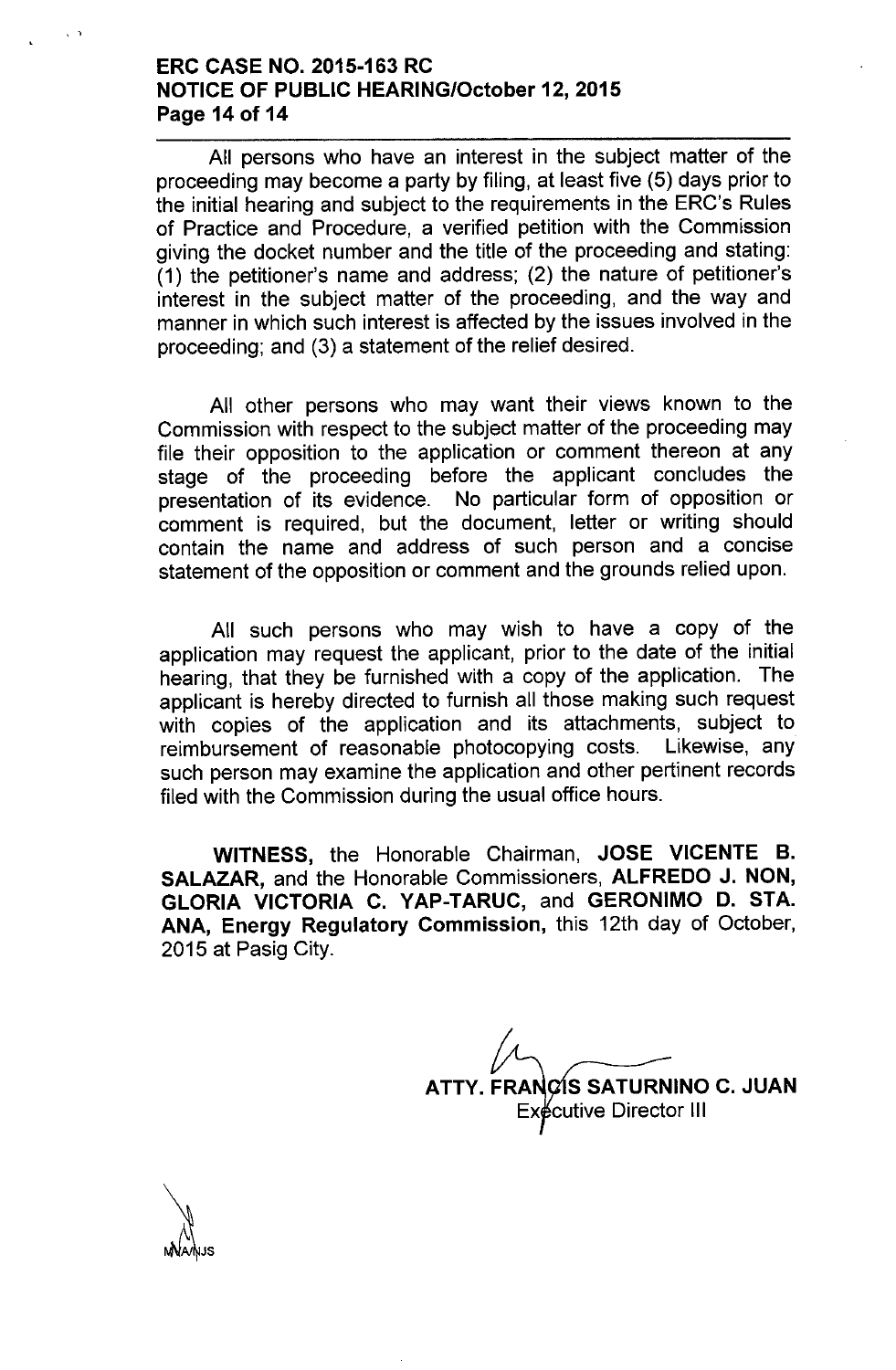All persons who have an interest in the subject matter of the proceeding may become a party by filing, at least five (5) days prior to the initial hearing and subject to the requirements in the ERC's Rules of Practice and Procedure, a verified petition with the Commission giving the docket number and the title of the proceeding and stating: (1) the petitioner's name and address; (2) the nature of petitioner's interest in the subject matter of the proceeding, and the way and manner in which such interest is affected by the issues involved in the proceeding; and (3) a statement of the relief desired.

All other persons who may want their views known to the Commission with respect to the subject matter of the proceeding may file their opposition to the application or comment thereon at any stage of the proceeding before the applicant concludes the presentation of its evidence. No particular form of opposition or comment is required, but the document, letter or writing should contain the name and address of such person and a concise statement of the opposition or comment and the grounds relied upon.

All such persons who may wish to have a copy of the application may request the applicant, prior to the date of the initial hearing, that they be furnished with a copy of the application. The applicant is hereby directed to furnish all those making such request with copies of the application and its attachments, subject to reimbursement of reasonable photocopying costs. Likewise, any such person may examine the application and other pertinent records filed with the Commission during the usual office hours.

**WITNESS,** the Honorable Chairman, **JOSE VICENTE B. SALAZAR,** and the Honorable Commissioners, **ALFREDO J. NON, GLORIA VICTORIA C. YAP-TARUC,** and **GERONIMO D. STA. ANA, Energy Regulatory Commission,** this 12th day of October, 2015 at Pasig City.

**ATTY. FRANCIS SATURNINO C. JUAN**
Executive Director III

MVA/NJS